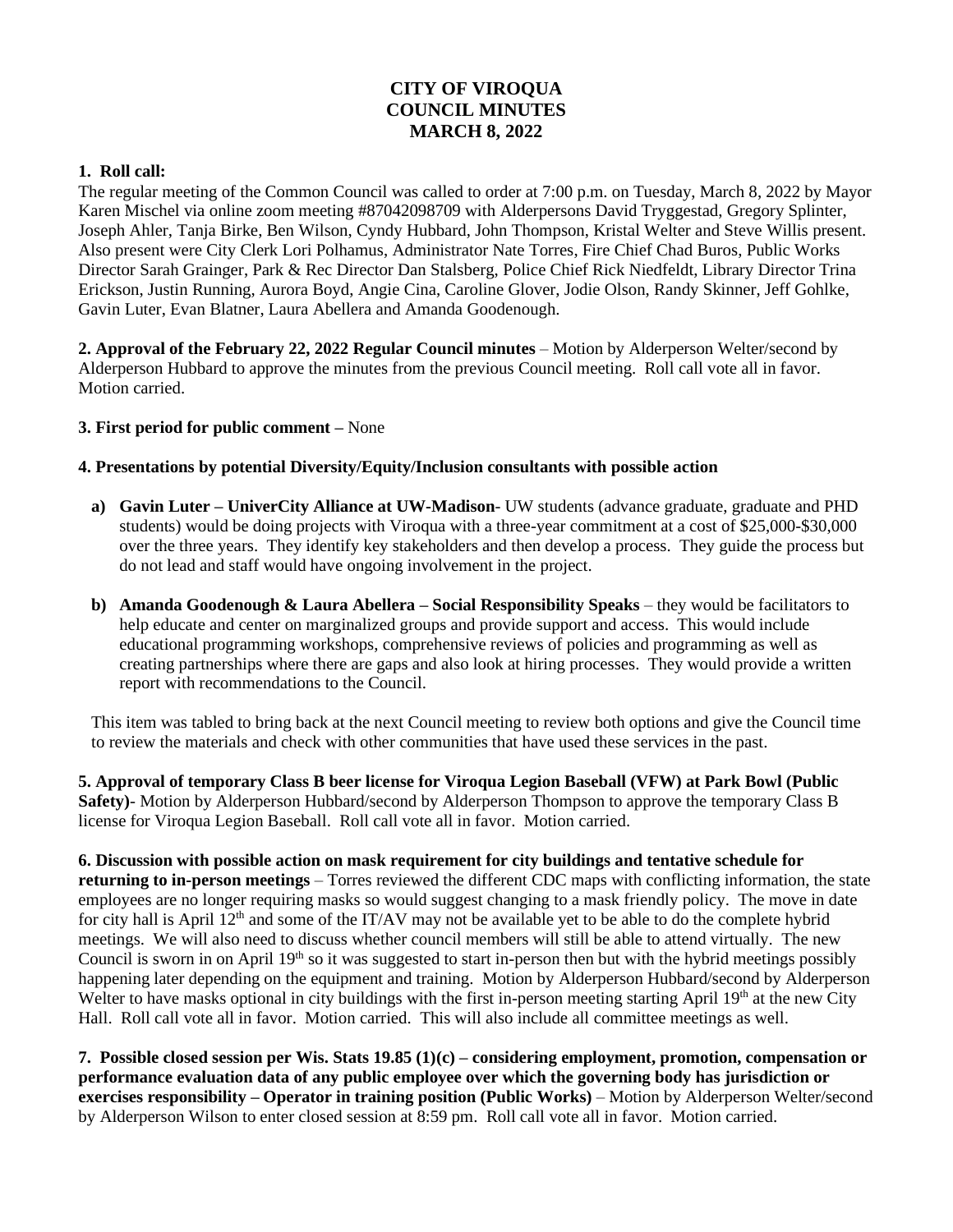# CITY OF VIROQUA
# COUNCIL MINUTES
# MARCH 8, 2022

**1. Roll call:**

The regular meeting of the Common Council was called to order at 7:00 p.m. on Tuesday, March 8, 2022 by Mayor Karen Mischel via online zoom meeting #87042098709 with Alderpersons David Tryggestad, Gregory Splinter, Joseph Ahler, Tanja Birke, Ben Wilson, Cyndy Hubbard, John Thompson, Kristal Welter and Steve Willis present. Also present were City Clerk Lori Polhamus, Administrator Nate Torres, Fire Chief Chad Buros, Public Works Director Sarah Grainger, Park & Rec Director Dan Stalsberg, Police Chief Rick Niedfeldt, Library Director Trina Erickson, Justin Running, Aurora Boyd, Angie Cina, Caroline Glover, Jodie Olson, Randy Skinner, Jeff Gohlke, Gavin Luter, Evan Blatner, Laura Abellera and Amanda Goodenough.

**2. Approval of the February 22, 2022 Regular Council minutes** – Motion by Alderperson Welter/second by Alderperson Hubbard to approve the minutes from the previous Council meeting. Roll call vote all in favor. Motion carried.

**3. First period for public comment –** None

**4. Presentations by potential Diversity/Equity/Inclusion consultants with possible action**

a) **Gavin Luter – UniverCity Alliance at UW-Madison**- UW students (advance graduate, graduate and PHD students) would be doing projects with Viroqua with a three-year commitment at a cost of $25,000-$30,000 over the three years. They identify key stakeholders and then develop a process. They guide the process but do not lead and staff would have ongoing involvement in the project.

b) **Amanda Goodenough & Laura Abellera – Social Responsibility Speaks** – they would be facilitators to help educate and center on marginalized groups and provide support and access. This would include educational programming workshops, comprehensive reviews of policies and programming as well as creating partnerships where there are gaps and also look at hiring processes. They would provide a written report with recommendations to the Council.

This item was tabled to bring back at the next Council meeting to review both options and give the Council time to review the materials and check with other communities that have used these services in the past.

**5. Approval of temporary Class B beer license for Viroqua Legion Baseball (VFW) at Park Bowl (Public Safety)**- Motion by Alderperson Hubbard/second by Alderperson Thompson to approve the temporary Class B license for Viroqua Legion Baseball. Roll call vote all in favor. Motion carried.

**6. Discussion with possible action on mask requirement for city buildings and tentative schedule for returning to in-person meetings** – Torres reviewed the different CDC maps with conflicting information, the state employees are no longer requiring masks so would suggest changing to a mask friendly policy. The move in date for city hall is April 12th and some of the IT/AV may not be available yet to be able to do the complete hybrid meetings. We will also need to discuss whether council members will still be able to attend virtually. The new Council is sworn in on April 19th so it was suggested to start in-person then but with the hybrid meetings possibly happening later depending on the equipment and training. Motion by Alderperson Hubbard/second by Alderperson Welter to have masks optional in city buildings with the first in-person meeting starting April 19th at the new City Hall. Roll call vote all in favor. Motion carried. This will also include all committee meetings as well.

**7. Possible closed session per Wis. Stats 19.85 (1)(c) – considering employment, promotion, compensation or performance evaluation data of any public employee over which the governing body has jurisdiction or exercises responsibility – Operator in training position (Public Works)** – Motion by Alderperson Welter/second by Alderperson Wilson to enter closed session at 8:59 pm. Roll call vote all in favor. Motion carried.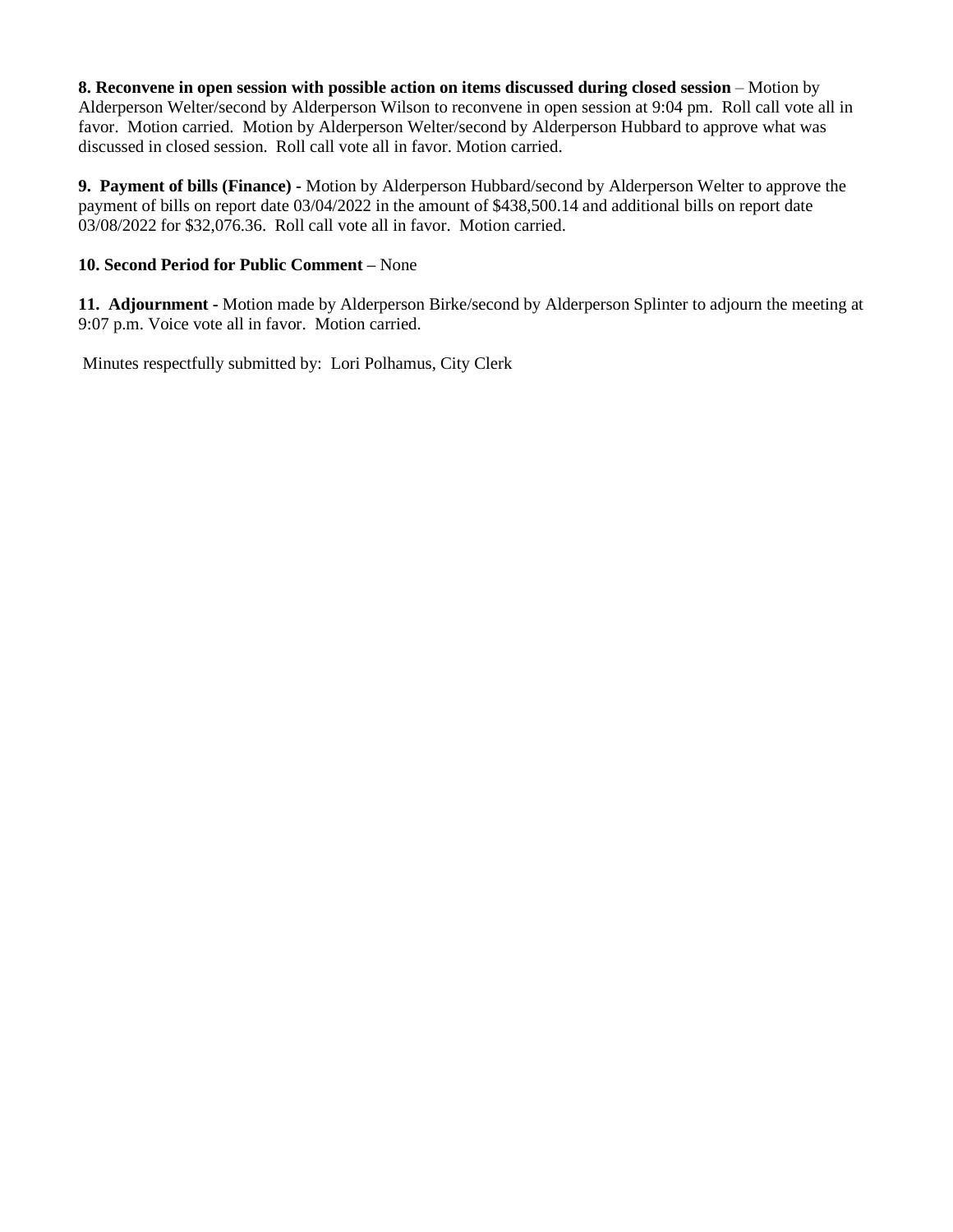**8. Reconvene in open session with possible action on items discussed during closed session** – Motion by Alderperson Welter/second by Alderperson Wilson to reconvene in open session at 9:04 pm. Roll call vote all in favor. Motion carried. Motion by Alderperson Welter/second by Alderperson Hubbard to approve what was discussed in closed session. Roll call vote all in favor. Motion carried.

**9. Payment of bills (Finance) -** Motion by Alderperson Hubbard/second by Alderperson Welter to approve the payment of bills on report date 03/04/2022 in the amount of $438,500.14 and additional bills on report date 03/08/2022 for $32,076.36. Roll call vote all in favor. Motion carried.

**10. Second Period for Public Comment –** None

**11. Adjournment -** Motion made by Alderperson Birke/second by Alderperson Splinter to adjourn the meeting at 9:07 p.m. Voice vote all in favor. Motion carried.

Minutes respectfully submitted by: Lori Polhamus, City Clerk